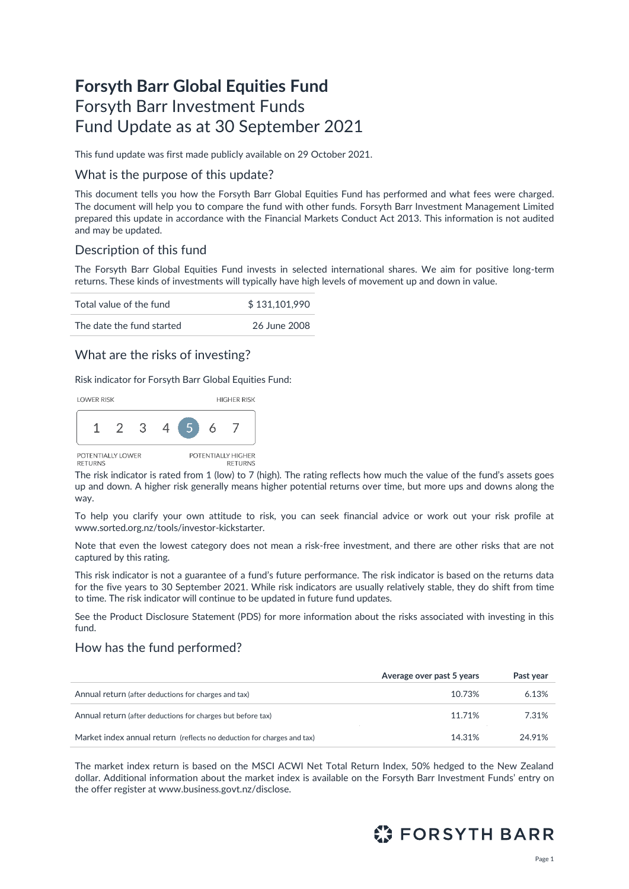# Forsyth Barr Global Equities Fund

Forsyth Barr Investment Funds

Fund Update as at 30 September 2021

This fund update was first made publicly available on 29 October 2021.

## What is the purpose of this update?

This document tells you how the Forsyth Barr Global Equities Fund has performed and what fees were charged. The document will help you to compare the fund with other funds. Forsyth Barr Investment Management Limited prepared this update in accordance with the Financial Markets Conduct Act 2013. This information is not audited and may be updated.

## Description of this fund

The Forsyth Barr Global Equities Fund invests in selected international shares. We aim for positive long-term returns. These kinds of investments will typically have high levels of movement up and down in value.

| | |
|---|---|
| Total value of the fund | $ 131,101,990 |
| The date the fund started | 26 June 2008 |

## What are the risks of investing?

Risk indicator for Forsyth Barr Global Equities Fund:

LOWER RISK — HIGHER RISK

1 2 3 4 **5** 6 7

POTENTIALLY LOWER RETURNS — POTENTIALLY HIGHER RETURNS

The risk indicator is rated from 1 (low) to 7 (high). The rating reflects how much the value of the fund's assets goes up and down. A higher risk generally means higher potential returns over time, but more ups and downs along the way.

To help you clarify your own attitude to risk, you can seek financial advice or work out your risk profile at www.sorted.org.nz/tools/investor-kickstarter.

Note that even the lowest category does not mean a risk-free investment, and there are other risks that are not captured by this rating.

This risk indicator is not a guarantee of a fund's future performance. The risk indicator is based on the returns data for the five years to 30 September 2021. While risk indicators are usually relatively stable, they do shift from time to time. The risk indicator will continue to be updated in future fund updates.

See the Product Disclosure Statement (PDS) for more information about the risks associated with investing in this fund.

## How has the fund performed?

| | Average over past 5 years | Past year |
|---|---|---|
| Annual return (after deductions for charges and tax) | 10.73% | 6.13% |
| Annual return (after deductions for charges but before tax) | 11.71% | 7.31% |
| Market index annual return (reflects no deduction for charges and tax) | 14.31% | 24.91% |

The market index return is based on the MSCI ACWI Net Total Return Index, 50% hedged to the New Zealand dollar. Additional information about the market index is available on the Forsyth Barr Investment Funds' entry on the offer register at www.business.govt.nz/disclose.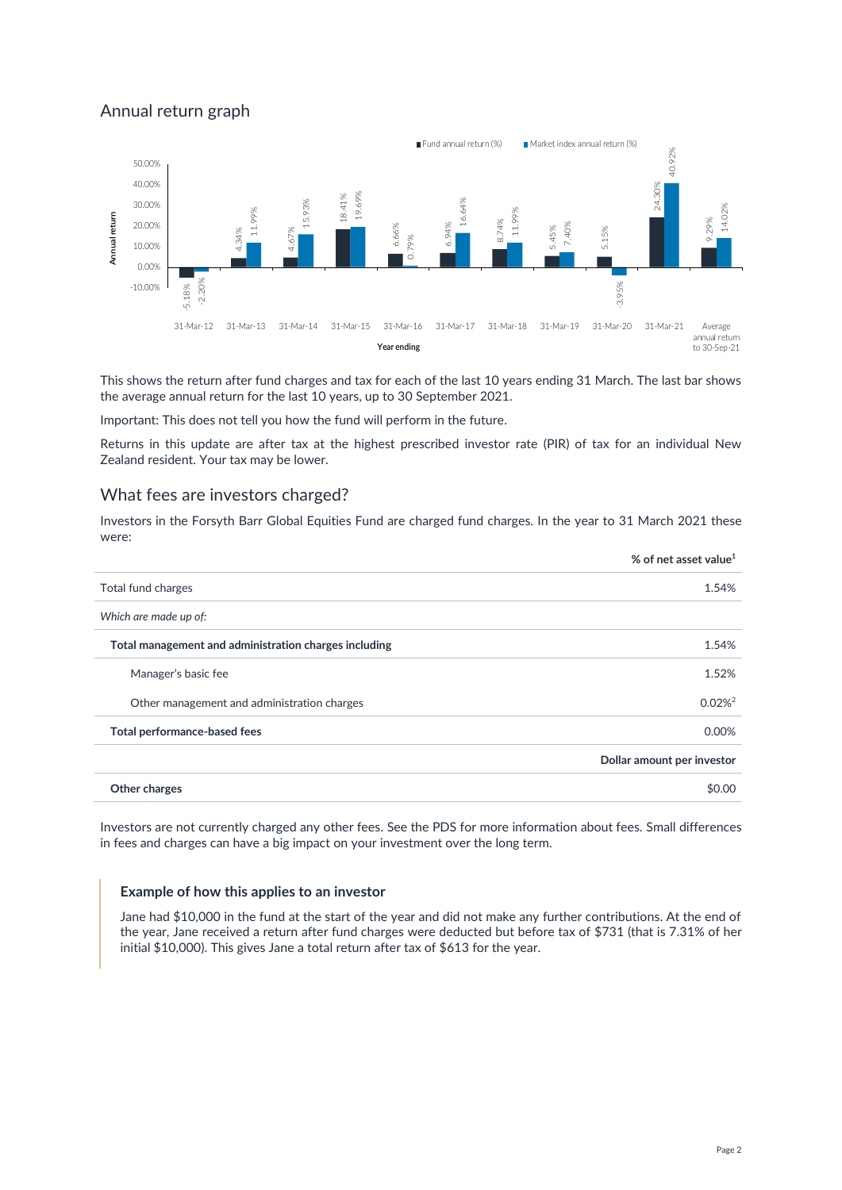## Annual return graph

| Year ending | Fund annual return (%) | Market index annual return (%) |
|---|---|---|
| 31-Mar-12 | -5.18% | -2.20% |
| 31-Mar-13 | 4.34% | 11.99% |
| 31-Mar-14 | 4.67% | 15.93% |
| 31-Mar-15 | 18.41% | 19.69% |
| 31-Mar-16 | 6.66% | 0.79% |
| 31-Mar-17 | 6.94% | 16.64% |
| 31-Mar-18 | 8.74% | 11.99% |
| 31-Mar-19 | 5.45% | 7.40% |
| 31-Mar-20 | 5.15% | -3.95% |
| 31-Mar-21 | 24.30% | 40.92% |
| Average annual return to 30-Sep-21 | 9.29% | 14.02% |

This shows the return after fund charges and tax for each of the last 10 years ending 31 March. The last bar shows the average annual return for the last 10 years, up to 30 September 2021.

Important: This does not tell you how the fund will perform in the future.

Returns in this update are after tax at the highest prescribed investor rate (PIR) of tax for an individual New Zealand resident. Your tax may be lower.

## What fees are investors charged?

Investors in the Forsyth Barr Global Equities Fund are charged fund charges. In the year to 31 March 2021 these were:

| | % of net asset value[1] |
|---|---|
| Total fund charges | 1.54% |
| *Which are made up of:* | |
| **Total management and administration charges including** | 1.54% |
| Manager's basic fee | 1.52% |
| Other management and administration charges | 0.02%[2] |
| **Total performance-based fees** | 0.00% |
| | **Dollar amount per investor** |
| **Other charges** | $0.00 |

Investors are not currently charged any other fees. See the PDS for more information about fees. Small differences in fees and charges can have a big impact on your investment over the long term.

### Example of how this applies to an investor

Jane had $10,000 in the fund at the start of the year and did not make any further contributions. At the end of the year, Jane received a return after fund charges were deducted but before tax of $731 (that is 7.31% of her initial $10,000). This gives Jane a total return after tax of $613 for the year.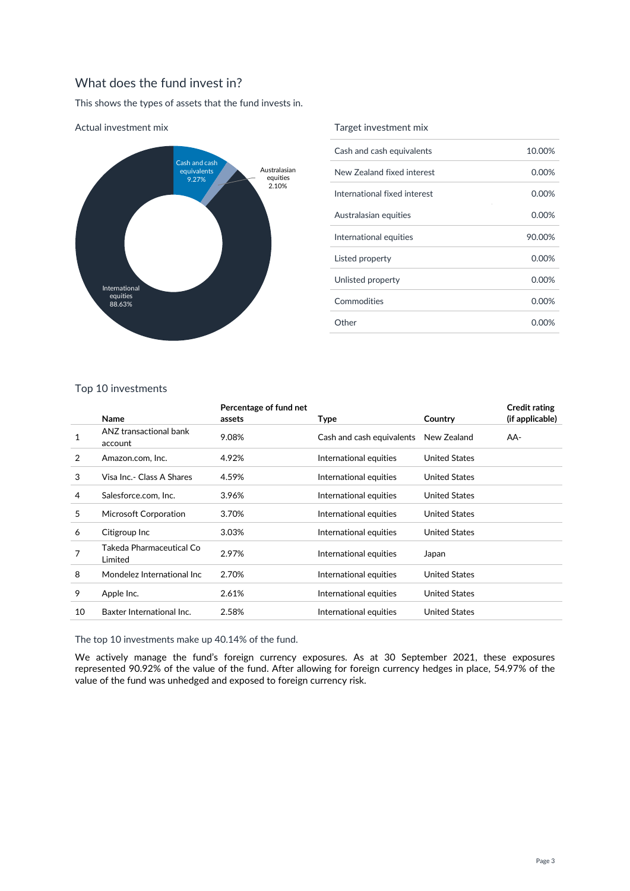## What does the fund invest in?

This shows the types of assets that the fund invests in.

### Actual investment mix

Cash and cash equivalents 9.27%

Australasian equities 2.10%

International equities 88.63%

### Target investment mix

| | |
|---|---|
| Cash and cash equivalents | 10.00% |
| New Zealand fixed interest | 0.00% |
| International fixed interest | 0.00% |
| Australasian equities | 0.00% |
| International equities | 90.00% |
| Listed property | 0.00% |
| Unlisted property | 0.00% |
| Commodities | 0.00% |
| Other | 0.00% |

### Top 10 investments

| | Name | Percentage of fund net assets | Type | Country | Credit rating (if applicable) |
|---|---|---|---|---|---|
| 1 | ANZ transactional bank account | 9.08% | Cash and cash equivalents | New Zealand | AA- |
| 2 | Amazon.com, Inc. | 4.92% | International equities | United States | |
| 3 | Visa Inc.- Class A Shares | 4.59% | International equities | United States | |
| 4 | Salesforce.com, Inc. | 3.96% | International equities | United States | |
| 5 | Microsoft Corporation | 3.70% | International equities | United States | |
| 6 | Citigroup Inc | 3.03% | International equities | United States | |
| 7 | Takeda Pharmaceutical Co Limited | 2.97% | International equities | Japan | |
| 8 | Mondelez International Inc | 2.70% | International equities | United States | |
| 9 | Apple Inc. | 2.61% | International equities | United States | |
| 10 | Baxter International Inc. | 2.58% | International equities | United States | |

The top 10 investments make up 40.14% of the fund.

We actively manage the fund's foreign currency exposures. As at 30 September 2021, these exposures represented 90.92% of the value of the fund. After allowing for foreign currency hedges in place, 54.97% of the value of the fund was unhedged and exposed to foreign currency risk.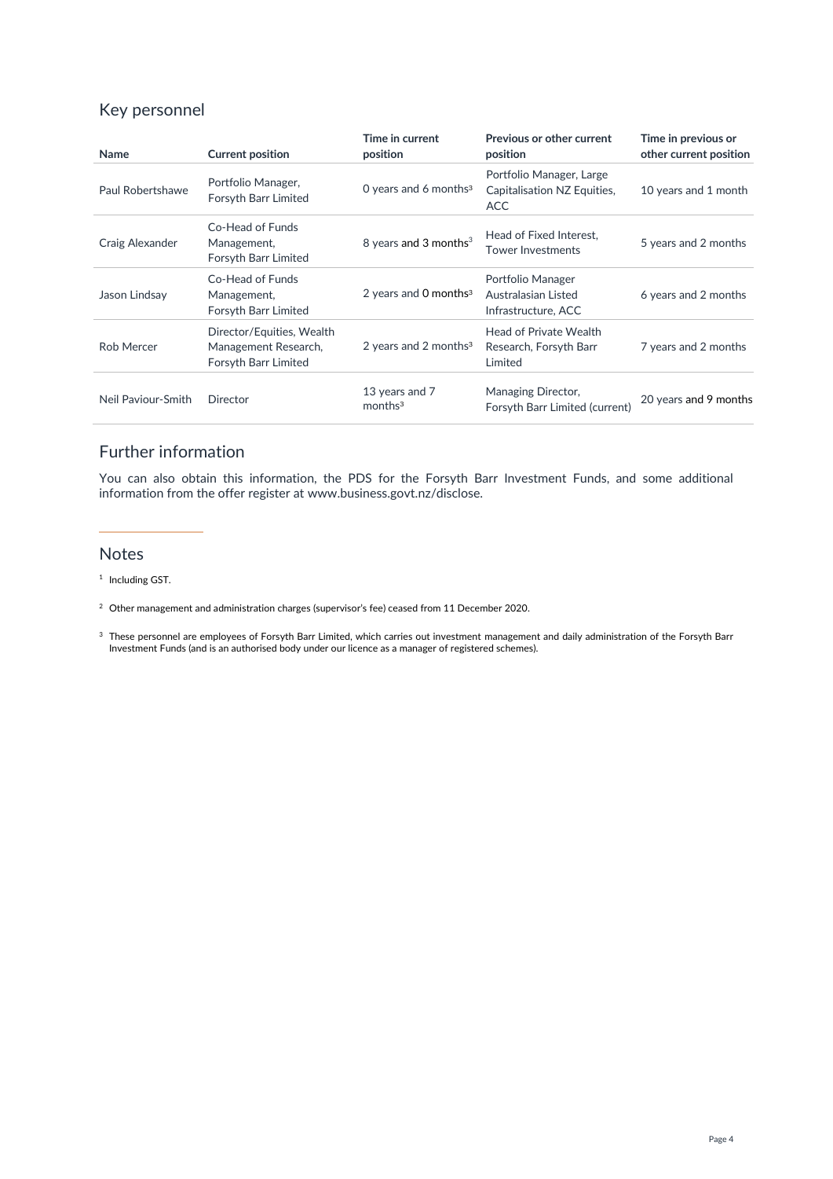## Key personnel

| Name | Current position | Time in current position | Previous or other current position | Time in previous or other current position |
|---|---|---|---|---|
| Paul Robertshawe | Portfolio Manager, Forsyth Barr Limited | 0 years and 6 months[3] | Portfolio Manager, Large Capitalisation NZ Equities, ACC | 10 years and 1 month |
| Craig Alexander | Co-Head of Funds Management, Forsyth Barr Limited | 8 years and 3 months[3] | Head of Fixed Interest, Tower Investments | 5 years and 2 months |
| Jason Lindsay | Co-Head of Funds Management, Forsyth Barr Limited | 2 years and 0 months[3] | Portfolio Manager Australasian Listed Infrastructure, ACC | 6 years and 2 months |
| Rob Mercer | Director/Equities, Wealth Management Research, Forsyth Barr Limited | 2 years and 2 months[3] | Head of Private Wealth Research, Forsyth Barr Limited | 7 years and 2 months |
| Neil Paviour-Smith | Director | 13 years and 7 months[3] | Managing Director, Forsyth Barr Limited (current) | 20 years and 9 months |

## Further information

You can also obtain this information, the PDS for the Forsyth Barr Investment Funds, and some additional information from the offer register at www.business.govt.nz/disclose.

## Notes

[1] Including GST.

[2] Other management and administration charges (supervisor's fee) ceased from 11 December 2020.

[3] These personnel are employees of Forsyth Barr Limited, which carries out investment management and daily administration of the Forsyth Barr Investment Funds (and is an authorised body under our licence as a manager of registered schemes).